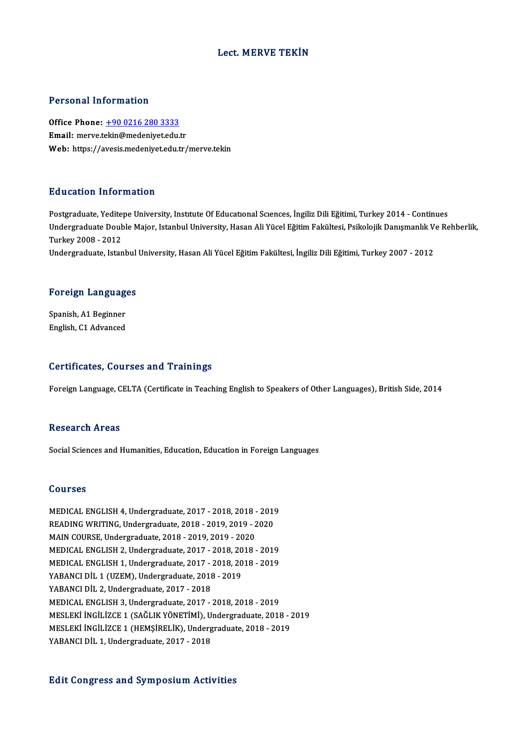# Lect. MERVE TEKİN

## Personal Information

**Office Phone:** +90 0216 280 3333
**Email:** merve.tekin@medeniyet.edu.tr
**Web:** https://avesis.medeniyet.edu.tr/merve.tekin

## Education Information

Postgraduate, Yeditepe University, Institute Of Educational Sciences, İngiliz Dili Eğitimi, Turkey 2014 - Continues
Undergraduate Double Major, Istanbul University, Hasan Ali Yücel Eğitim Fakültesi, Psikolojik Danışmanlık Ve Rehberlik, Turkey 2008 - 2012
Undergraduate, Istanbul University, Hasan Ali Yücel Eğitim Fakültesi, İngiliz Dili Eğitimi, Turkey 2007 - 2012

## Foreign Languages

Spanish, A1 Beginner
English, C1 Advanced

## Certificates, Courses and Trainings

Foreign Language, CELTA (Certificate in Teaching English to Speakers of Other Languages), British Side, 2014

## Research Areas

Social Sciences and Humanities, Education, Education in Foreign Languages

## Courses

MEDICAL ENGLISH 4, Undergraduate, 2017 - 2018, 2018 - 2019
READING WRITING, Undergraduate, 2018 - 2019, 2019 - 2020
MAIN COURSE, Undergraduate, 2018 - 2019, 2019 - 2020
MEDICAL ENGLISH 2, Undergraduate, 2017 - 2018, 2018 - 2019
MEDICAL ENGLISH 1, Undergraduate, 2017 - 2018, 2018 - 2019
YABANCI DİL 1 (UZEM), Undergraduate, 2018 - 2019
YABANCI DİL 2, Undergraduate, 2017 - 2018
MEDICAL ENGLISH 3, Undergraduate, 2017 - 2018, 2018 - 2019
MESLEKİ İNGİLİZCE 1 (SAĞLIK YÖNETİMİ), Undergraduate, 2018 - 2019
MESLEKİ İNGİLİZCE 1 (HEMŞİRELİK), Undergraduate, 2018 - 2019
YABANCI DİL 1, Undergraduate, 2017 - 2018

## Edit Congress and Symposium Activities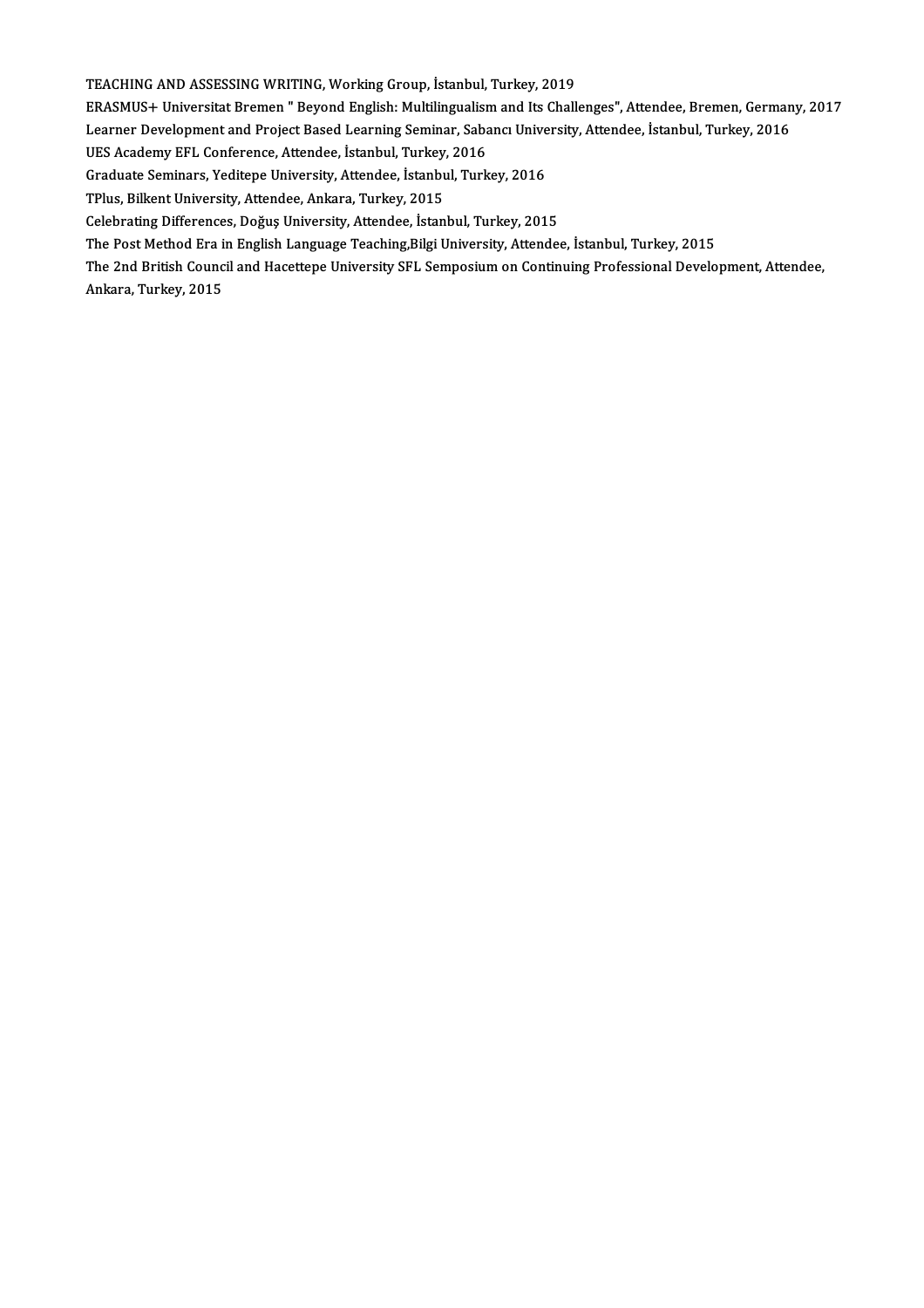TEACHING AND ASSESSING WRITING, Working Group, İstanbul, Turkey, 2019

ERASMUS+ Universitat Bremen " Beyond English: Multilingualism and Its Challenges", Attendee, Bremen, Germany, 2017

Learner Development and Project Based Learning Seminar, Sabancı University, Attendee, İstanbul, Turkey, 2016

UES Academy EFL Conference, Attendee, İstanbul, Turkey, 2016

Graduate Seminars, Yeditepe University, Attendee, İstanbul, Turkey, 2016

TPlus, Bilkent University, Attendee, Ankara, Turkey, 2015

Celebrating Differences, Doğuş University, Attendee, İstanbul, Turkey, 2015

The Post Method Era in English Language Teaching,Bilgi University, Attendee, İstanbul, Turkey, 2015

The 2nd British Council and Hacettepe University SFL Semposium on Continuing Professional Development, Attendee, Ankara, Turkey, 2015